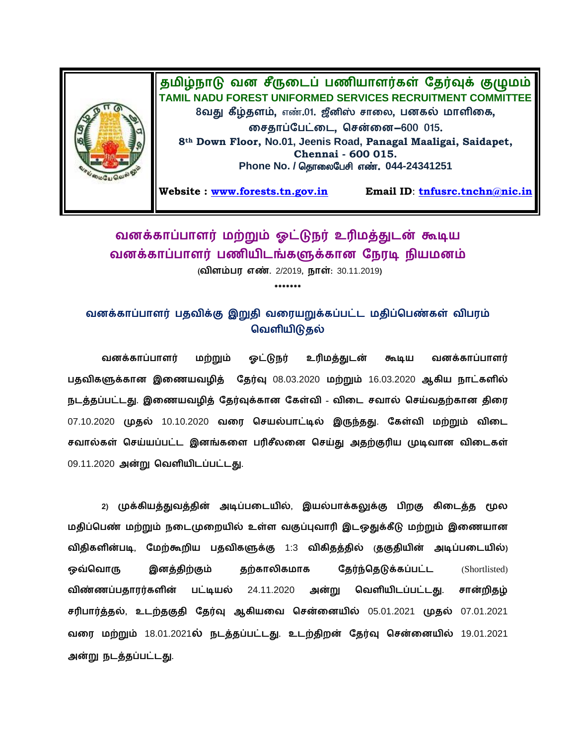**தமிழ்நாடு வன சீருடைப் பணியாளர்கள் தேர்வுக் குழுமம்**
**TAMIL NADU FOREST UNIFORMED SERVICES RECRUITMENT COMMITTEE**
**8வது கீழ்தளம், எண்.01. ஜீனிஸ் சாலை, பனகல் மாளிகை, சைதாப்பேட்டை, சென்னை–600 015.**
**8th Down Floor, No.01, Jeenis Road, Panagal Maaligai, Saidapet, Chennai - 600 015.**
**Phone No. / தொலைபேசி எண். 044-24341251**

**Website : www.forests.tn.gov.in** **Email ID: tnfusrc.tnchn@nic.in**

# வனக்காப்பாளர் மற்றும் ஓட்டுநர் உரிமத்துடன் கூடிய வனக்காப்பாளர் பணியிடங்களுக்கான நேரடி நியமனம்

**(விளம்பர எண். 2/2019, நாள்: 30.11.2019)**

\*\*\*\*\*\*\*

## வனக்காப்பாளர் பதவிக்கு இறுதி வரையறுக்கப்பட்ட மதிப்பெண்கள் விபரம் வெளியிடுதல்

**வனக்காப்பாளர் மற்றும் ஓட்டுநர் உரிமத்துடன் கூடிய வனக்காப்பாளர் பதவிகளுக்கான இணையவழித் தேர்வு** 08.03.2020 **மற்றும்** 16.03.2020 **ஆகிய நாட்களில் நடத்தப்பட்டது. இணையவழித் தேர்வுக்கான கேள்வி - விடை சவால் செய்வதற்கான திரை** 07.10.2020 **முதல்** 10.10.2020 **வரை செயல்பாட்டில் இருந்தது. கேள்வி மற்றும் விடை சவால்கள் செய்யப்பட்ட இனங்களை பரிசீலனை செய்து அதற்குரிய முடிவான விடைகள்** 09.11.2020 **அன்று வெளியிடப்பட்டது.**

2) **முக்கியத்துவத்தின் அடிப்படையில், இயல்பாக்கலுக்கு பிறகு கிடைத்த மூல மதிப்பெண் மற்றும் நடைமுறையில் உள்ள வகுப்புவாரி இடஒதுக்கீடு மற்றும் இணையான விதிகளின்படி, மேற்கூறிய பதவிகளுக்கு** 1:3 **விகிதத்தில் (தகுதியின் அடிப்படையில்) ஒவ்வொரு இனத்திற்கும் தற்காலிகமாக தேர்ந்தெடுக்கப்பட்ட** (Shortlisted) **விண்ணப்பதாரர்களின் பட்டியல்** 24.11.2020 **அன்று வெளியிடப்பட்டது. சான்றிதழ் சரிபார்த்தல், உடற்தகுதி தேர்வு ஆகியவை சென்னையில்** 05.01.2021 **முதல்** 07.01.2021 **வரை மற்றும்** 18.01.2021**ல் நடத்தப்பட்டது. உடற்திறன் தேர்வு சென்னையில்** 19.01.2021 **அன்று நடத்தப்பட்டது.**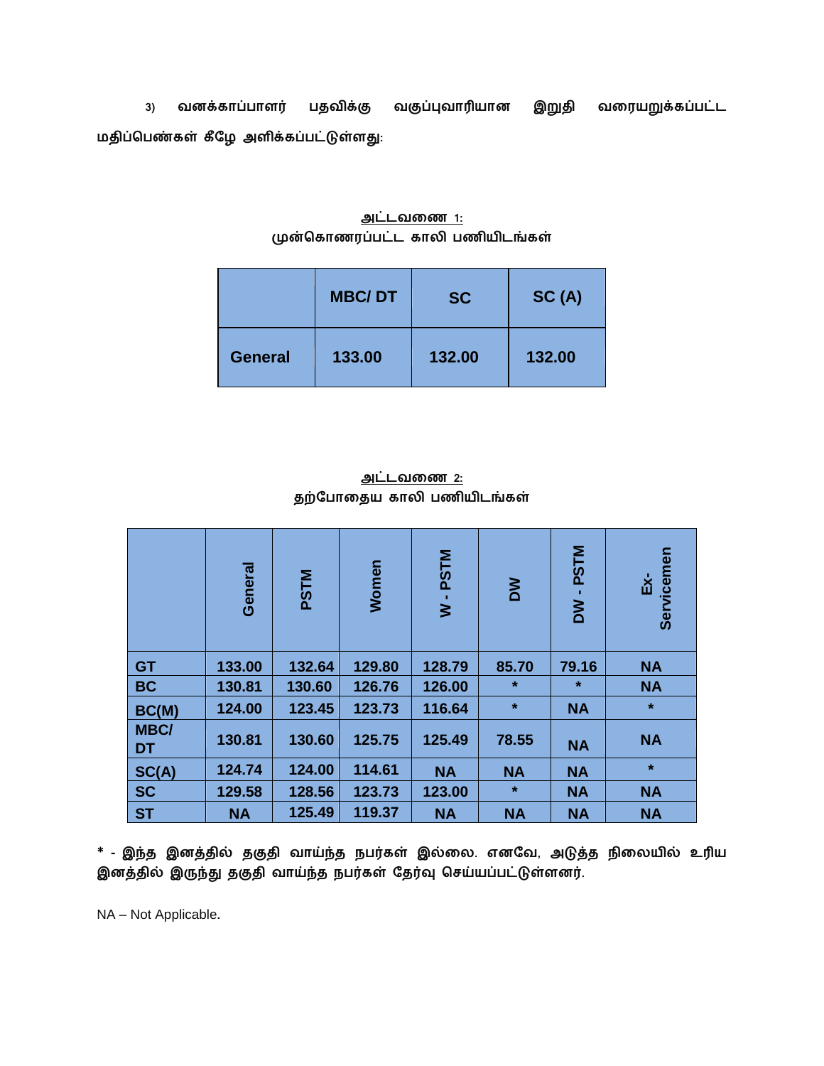3) வனக்காப்பாளர் பதவிக்கு வகுப்புவாரியான இறுதி வரையறுக்கப்பட்ட மதிப்பெண்கள் கீழே அளிக்கப்பட்டுள்ளது:

**அட்டவணை 1:**
**முன்கொணரப்பட்ட காலி பணியிடங்கள்**

| | MBC/ DT | SC | SC (A) |
|---|---|---|---|
| General | 133.00 | 132.00 | 132.00 |

**அட்டவணை 2:**
**தற்போதைய காலி பணியிடங்கள்**

| | General | PSTM | Women | W - PSTM | DW | DW - PSTM | Ex-Servicemen |
|---|---|---|---|---|---|---|---|
| GT | 133.00 | 132.64 | 129.80 | 128.79 | 85.70 | 79.16 | NA |
| BC | 130.81 | 130.60 | 126.76 | 126.00 | * | * | NA |
| BC(M) | 124.00 | 123.45 | 123.73 | 116.64 | * | NA | * |
| MBC/ DT | 130.81 | 130.60 | 125.75 | 125.49 | 78.55 | NA | NA |
| SC(A) | 124.74 | 124.00 | 114.61 | NA | NA | NA | * |
| SC | 129.58 | 128.56 | 123.73 | 123.00 | * | NA | NA |
| ST | NA | 125.49 | 119.37 | NA | NA | NA | NA |

* - இந்த இனத்தில் தகுதி வாய்ந்த நபர்கள் இல்லை. எனவே, அடுத்த நிலையில் உரிய இனத்தில் இருந்து தகுதி வாய்ந்த நபர்கள் தேர்வு செய்யப்பட்டுள்ளனர்.

NA – Not Applicable.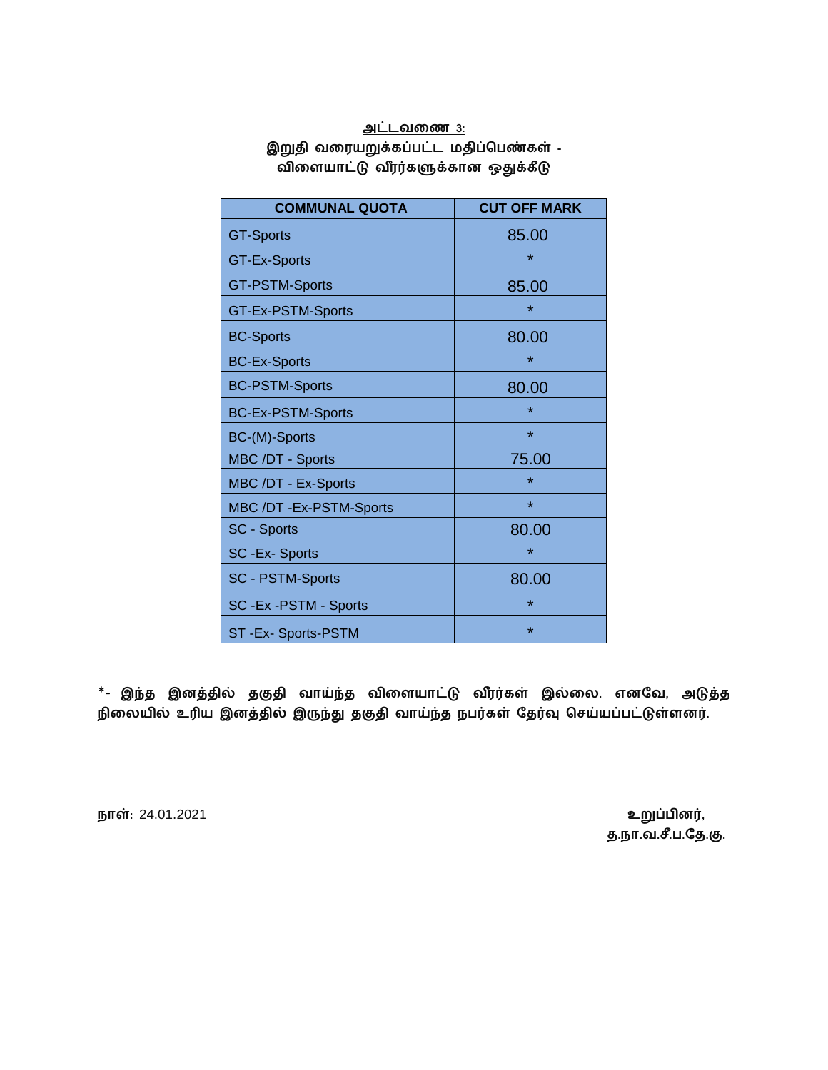**அட்டவணை 3:**

**இறுதி வரையறுக்கப்பட்ட மதிப்பெண்கள் - விளையாட்டு வீரர்களுக்கான ஒதுக்கீடு**

| COMMUNAL QUOTA | CUT OFF MARK |
|---|---|
| GT-Sports | 85.00 |
| GT-Ex-Sports | * |
| GT-PSTM-Sports | 85.00 |
| GT-Ex-PSTM-Sports | * |
| BC-Sports | 80.00 |
| BC-Ex-Sports | * |
| BC-PSTM-Sports | 80.00 |
| BC-Ex-PSTM-Sports | * |
| BC-(M)-Sports | * |
| MBC /DT - Sports | 75.00 |
| MBC /DT - Ex-Sports | * |
| MBC /DT -Ex-PSTM-Sports | * |
| SC - Sports | 80.00 |
| SC -Ex- Sports | * |
| SC - PSTM-Sports | 80.00 |
| SC -Ex -PSTM - Sports | * |
| ST -Ex- Sports-PSTM | * |

***- இந்த இனத்தில் தகுதி வாய்ந்த விளையாட்டு வீரர்கள் இல்லை. எனவே, அடுத்த நிலையில் உரிய இனத்தில் இருந்து தகுதி வாய்ந்த நபர்கள் தேர்வு செய்யப்பட்டுள்ளனர்.**

**நாள்**: 24.01.2021

**உறுப்பினர்,**
**த.நா.வ.சீ.ப.தே.கு.**